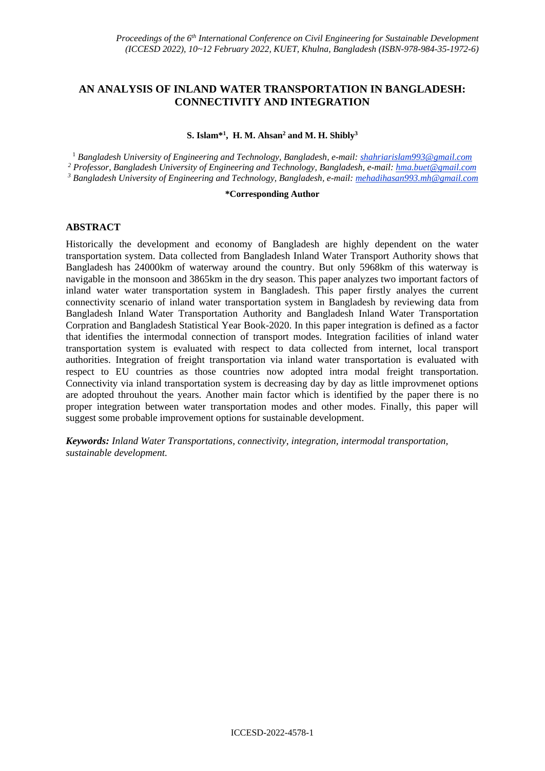# AN ANALYSIS OF INLAND WATER TRANSPORTATION IN BANGLADESH: CONNECTIVITY AND INTEGRATION

**S. Islam*[1], H. M. Ahsan[2] and M. H. Shibly[3]**

[1] *Bangladesh University of Engineering and Technology, Bangladesh, e-mail: shahriarislam993@gmail.com*
[2] *Professor, Bangladesh University of Engineering and Technology, Bangladesh, e-mail: hma.buet@gmail.com*
[3] *Bangladesh University of Engineering and Technology, Bangladesh, e-mail: mehadihasan993.mh@gmail.com*

**\*Corresponding Author**

## ABSTRACT

Historically the development and economy of Bangladesh are highly dependent on the water transportation system. Data collected from Bangladesh Inland Water Transport Authority shows that Bangladesh has 24000km of waterway around the country. But only 5968km of this waterway is navigable in the monsoon and 3865km in the dry season. This paper analyzes two important factors of inland water water transportation system in Bangladesh. This paper firstly analyes the current connectivity scenario of inland water transportation system in Bangladesh by reviewing data from Bangladesh Inland Water Transportation Authority and Bangladesh Inland Water Transportation Corpration and Bangladesh Statistical Year Book-2020. In this paper integration is defined as a factor that identifies the intermodal connection of transport modes. Integration facilities of inland water transportation system is evaluated with respect to data collected from internet, local transport authorities. Integration of freight transportation via inland water transportation is evaluated with respect to EU countries as those countries now adopted intra modal freight transportation. Connectivity via inland transportation system is decreasing day by day as little improvmenet options are adopted throuhout the years. Another main factor which is identified by the paper there is no proper integration between water transportation modes and other modes. Finally, this paper will suggest some probable improvement options for sustainable development.

***Keywords:*** *Inland Water Transportations, connectivity, integration, intermodal transportation, sustainable development.*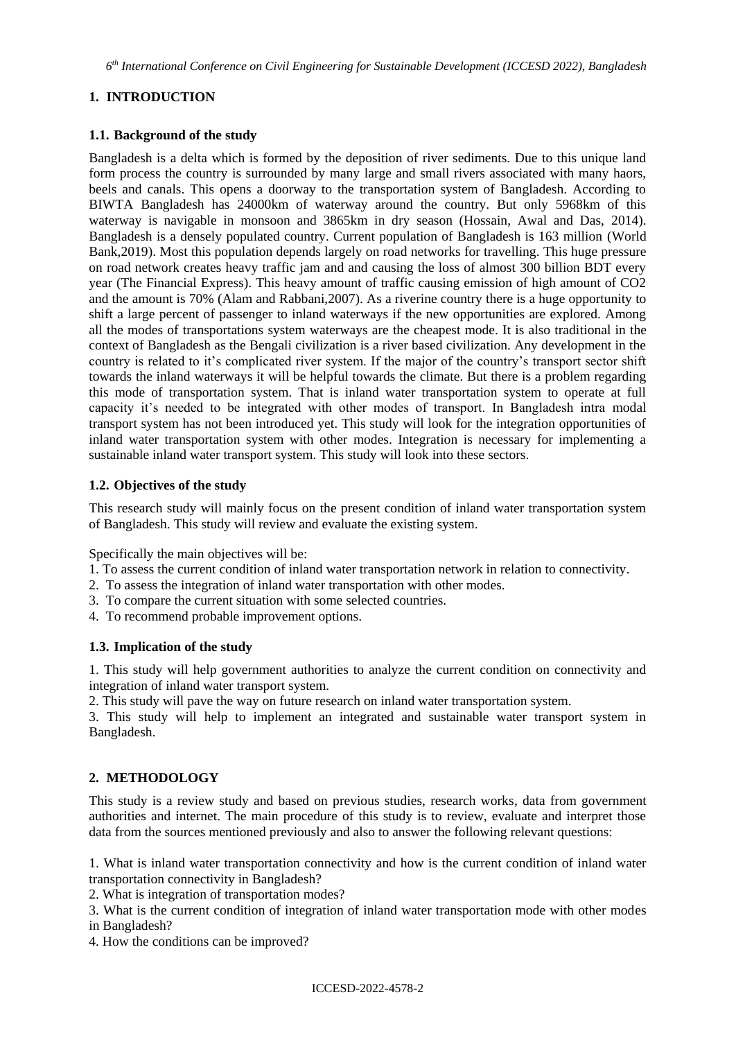## 1. INTRODUCTION

### 1.1. Background of the study

Bangladesh is a delta which is formed by the deposition of river sediments. Due to this unique land form process the country is surrounded by many large and small rivers associated with many haors, beels and canals. This opens a doorway to the transportation system of Bangladesh. According to BIWTA Bangladesh has 24000km of waterway around the country. But only 5968km of this waterway is navigable in monsoon and 3865km in dry season (Hossain, Awal and Das, 2014). Bangladesh is a densely populated country. Current population of Bangladesh is 163 million (World Bank,2019). Most this population depends largely on road networks for travelling. This huge pressure on road network creates heavy traffic jam and and causing the loss of almost 300 billion BDT every year (The Financial Express). This heavy amount of traffic causing emission of high amount of $CO_2$ and the amount is 70% (Alam and Rabbani,2007). As a riverine country there is a huge opportunity to shift a large percent of passenger to inland waterways if the new opportunities are explored. Among all the modes of transportations system waterways are the cheapest mode. It is also traditional in the context of Bangladesh as the Bengali civilization is a river based civilization. Any development in the country is related to it's complicated river system. If the major of the country's transport sector shift towards the inland waterways it will be helpful towards the climate. But there is a problem regarding this mode of transportation system. That is inland water transportation system to operate at full capacity it's needed to be integrated with other modes of transport. In Bangladesh intra modal transport system has not been introduced yet. This study will look for the integration opportunities of inland water transportation system with other modes. Integration is necessary for implementing a sustainable inland water transport system. This study will look into these sectors.

### 1.2. Objectives of the study

This research study will mainly focus on the present condition of inland water transportation system of Bangladesh. This study will review and evaluate the existing system.

Specifically the main objectives will be:

1. To assess the current condition of inland water transportation network in relation to connectivity.
2. To assess the integration of inland water transportation with other modes.
3. To compare the current situation with some selected countries.
4. To recommend probable improvement options.

### 1.3. Implication of the study

1. This study will help government authorities to analyze the current condition on connectivity and integration of inland water transport system.
2. This study will pave the way on future research on inland water transportation system.
3. This study will help to implement an integrated and sustainable water transport system in Bangladesh.

## 2. METHODOLOGY

This study is a review study and based on previous studies, research works, data from government authorities and internet. The main procedure of this study is to review, evaluate and interpret those data from the sources mentioned previously and also to answer the following relevant questions:

1. What is inland water transportation connectivity and how is the current condition of inland water transportation connectivity in Bangladesh?
2. What is integration of transportation modes?
3. What is the current condition of integration of inland water transportation mode with other modes in Bangladesh?
4. How the conditions can be improved?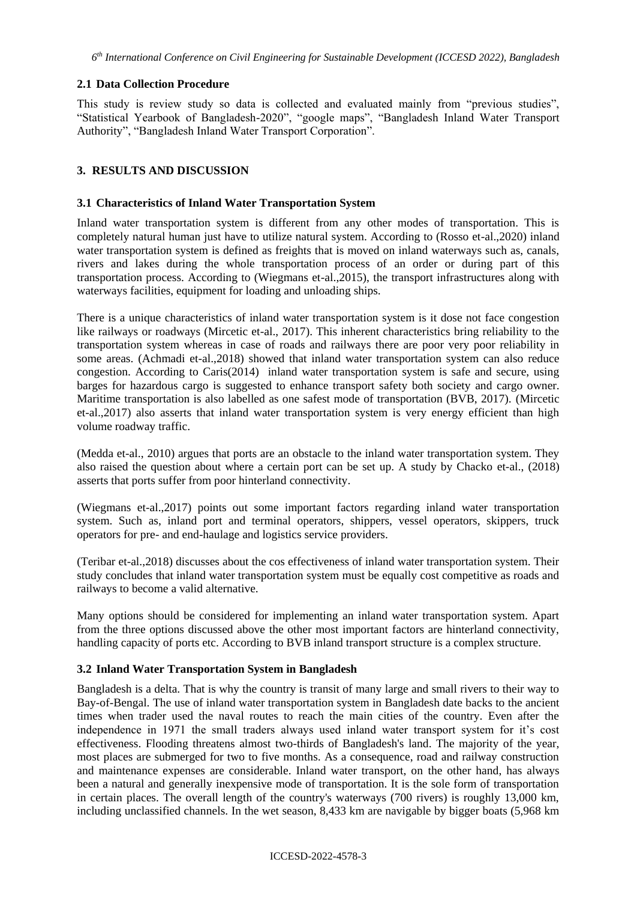### 2.1 Data Collection Procedure

This study is review study so data is collected and evaluated mainly from "previous studies", "Statistical Yearbook of Bangladesh-2020", "google maps", "Bangladesh Inland Water Transport Authority", "Bangladesh Inland Water Transport Corporation".

## 3. RESULTS AND DISCUSSION

### 3.1 Characteristics of Inland Water Transportation System

Inland water transportation system is different from any other modes of transportation. This is completely natural human just have to utilize natural system. According to (Rosso et-al.,2020) inland water transportation system is defined as freights that is moved on inland waterways such as, canals, rivers and lakes during the whole transportation process of an order or during part of this transportation process. According to (Wiegmans et-al.,2015), the transport infrastructures along with waterways facilities, equipment for loading and unloading ships.

There is a unique characteristics of inland water transportation system is it dose not face congestion like railways or roadways (Mircetic et-al., 2017). This inherent characteristics bring reliability to the transportation system whereas in case of roads and railways there are poor very poor reliability in some areas. (Achmadi et-al.,2018) showed that inland water transportation system can also reduce congestion. According to Caris(2014) inland water transportation system is safe and secure, using barges for hazardous cargo is suggested to enhance transport safety both society and cargo owner. Maritime transportation is also labelled as one safest mode of transportation (BVB, 2017). (Mircetic et-al.,2017) also asserts that inland water transportation system is very energy efficient than high volume roadway traffic.

(Medda et-al., 2010) argues that ports are an obstacle to the inland water transportation system. They also raised the question about where a certain port can be set up. A study by Chacko et-al., (2018) asserts that ports suffer from poor hinterland connectivity.

(Wiegmans et-al.,2017) points out some important factors regarding inland water transportation system. Such as, inland port and terminal operators, shippers, vessel operators, skippers, truck operators for pre- and end-haulage and logistics service providers.

(Teribar et-al.,2018) discusses about the cos effectiveness of inland water transportation system. Their study concludes that inland water transportation system must be equally cost competitive as roads and railways to become a valid alternative.

Many options should be considered for implementing an inland water transportation system. Apart from the three options discussed above the other most important factors are hinterland connectivity, handling capacity of ports etc. According to BVB inland transport structure is a complex structure.

### 3.2 Inland Water Transportation System in Bangladesh

Bangladesh is a delta. That is why the country is transit of many large and small rivers to their way to Bay-of-Bengal. The use of inland water transportation system in Bangladesh date backs to the ancient times when trader used the naval routes to reach the main cities of the country. Even after the independence in 1971 the small traders always used inland water transport system for it's cost effectiveness. Flooding threatens almost two-thirds of Bangladesh's land. The majority of the year, most places are submerged for two to five months. As a consequence, road and railway construction and maintenance expenses are considerable. Inland water transport, on the other hand, has always been a natural and generally inexpensive mode of transportation. It is the sole form of transportation in certain places. The overall length of the country's waterways (700 rivers) is roughly 13,000 km, including unclassified channels. In the wet season, 8,433 km are navigable by bigger boats (5,968 km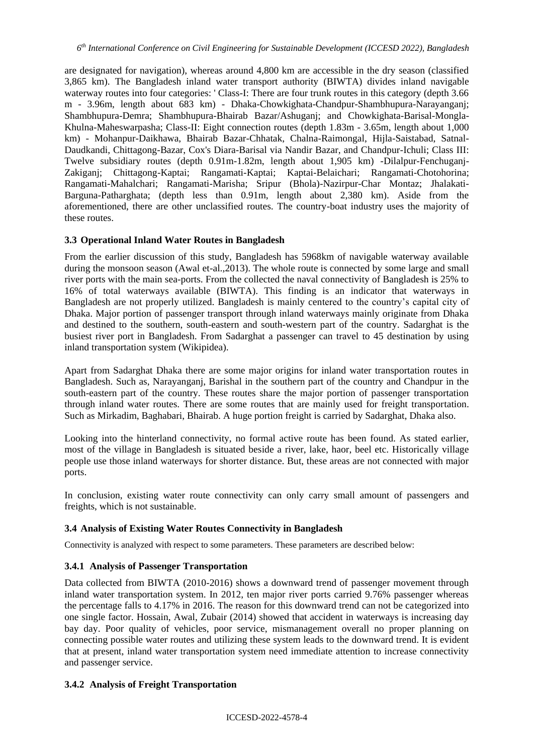are designated for navigation), whereas around 4,800 km are accessible in the dry season (classified 3,865 km). The Bangladesh inland water transport authority (BIWTA) divides inland navigable waterway routes into four categories: ' Class-I: There are four trunk routes in this category (depth 3.66 m - 3.96m, length about 683 km) - Dhaka-Chowkighata-Chandpur-Shambhupura-Narayanganj; Shambhupura-Demra; Shambhupura-Bhairab Bazar/Ashuganj; and Chowkighata-Barisal-Mongla-Khulna-Maheswarpasha; Class-II: Eight connection routes (depth 1.83m - 3.65m, length about 1,000 km) - Mohanpur-Daikhawa, Bhairab Bazar-Chhatak, Chalna-Raimongal, Hijla-Saistabad, Satnal-Daudkandi, Chittagong-Bazar, Cox's Diara-Barisal via Nandir Bazar, and Chandpur-Ichuli; Class III: Twelve subsidiary routes (depth 0.91m-1.82m, length about 1,905 km) -Dilalpur-Fenchuganj-Zakiganj; Chittagong-Kaptai; Rangamati-Kaptai; Kaptai-Belaichari; Rangamati-Chotohorina; Rangamati-Mahalchari; Rangamati-Marisha; Sripur (Bhola)-Nazirpur-Char Montaz; Jhalakati-Barguna-Patharghata; (depth less than 0.91m, length about 2,380 km). Aside from the aforementioned, there are other unclassified routes. The country-boat industry uses the majority of these routes.

### 3.3 Operational Inland Water Routes in Bangladesh

From the earlier discussion of this study, Bangladesh has 5968km of navigable waterway available during the monsoon season (Awal et-al.,2013). The whole route is connected by some large and small river ports with the main sea-ports. From the collected the naval connectivity of Bangladesh is 25% to 16% of total waterways available (BIWTA). This finding is an indicator that waterways in Bangladesh are not properly utilized. Bangladesh is mainly centered to the country's capital city of Dhaka. Major portion of passenger transport through inland waterways mainly originate from Dhaka and destined to the southern, south-eastern and south-western part of the country. Sadarghat is the busiest river port in Bangladesh. From Sadarghat a passenger can travel to 45 destination by using inland transportation system (Wikipidea).

Apart from Sadarghat Dhaka there are some major origins for inland water transportation routes in Bangladesh. Such as, Narayanganj, Barishal in the southern part of the country and Chandpur in the south-eastern part of the country. These routes share the major portion of passenger transportation through inland water routes. There are some routes that are mainly used for freight transportation. Such as Mirkadim, Baghabari, Bhairab. A huge portion freight is carried by Sadarghat, Dhaka also.

Looking into the hinterland connectivity, no formal active route has been found. As stated earlier, most of the village in Bangladesh is situated beside a river, lake, haor, beel etc. Historically village people use those inland waterways for shorter distance. But, these areas are not connected with major ports.

In conclusion, existing water route connectivity can only carry small amount of passengers and freights, which is not sustainable.

### 3.4 Analysis of Existing Water Routes Connectivity in Bangladesh

Connectivity is analyzed with respect to some parameters. These parameters are described below:

#### 3.4.1 Analysis of Passenger Transportation

Data collected from BIWTA (2010-2016) shows a downward trend of passenger movement through inland water transportation system. In 2012, ten major river ports carried 9.76% passenger whereas the percentage falls to 4.17% in 2016. The reason for this downward trend can not be categorized into one single factor. Hossain, Awal, Zubair (2014) showed that accident in waterways is increasing day bay day. Poor quality of vehicles, poor service, mismanagement overall no proper planning on connecting possible water routes and utilizing these system leads to the downward trend. It is evident that at present, inland water transportation system need immediate attention to increase connectivity and passenger service.

#### 3.4.2 Analysis of Freight Transportation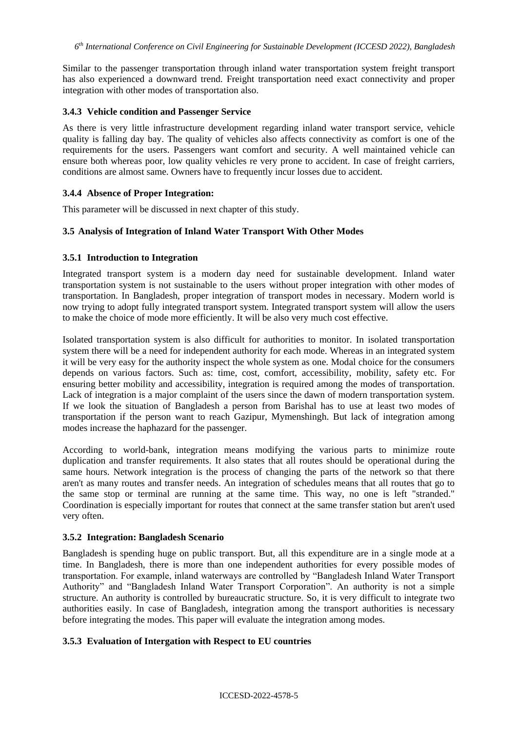Similar to the passenger transportation through inland water transportation system freight transport has also experienced a downward trend. Freight transportation need exact connectivity and proper integration with other modes of transportation also.

### 3.4.3 Vehicle condition and Passenger Service

As there is very little infrastructure development regarding inland water transport service, vehicle quality is falling day bay. The quality of vehicles also affects connectivity as comfort is one of the requirements for the users. Passengers want comfort and security. A well maintained vehicle can ensure both whereas poor, low quality vehicles re very prone to accident. In case of freight carriers, conditions are almost same. Owners have to frequently incur losses due to accident.

### 3.4.4 Absence of Proper Integration:

This parameter will be discussed in next chapter of this study.

## 3.5 Analysis of Integration of Inland Water Transport With Other Modes

### 3.5.1 Introduction to Integration

Integrated transport system is a modern day need for sustainable development. Inland water transportation system is not sustainable to the users without proper integration with other modes of transportation. In Bangladesh, proper integration of transport modes in necessary. Modern world is now trying to adopt fully integrated transport system. Integrated transport system will allow the users to make the choice of mode more efficiently. It will be also very much cost effective.

Isolated transportation system is also difficult for authorities to monitor. In isolated transportation system there will be a need for independent authority for each mode. Whereas in an integrated system it will be very easy for the authority inspect the whole system as one. Modal choice for the consumers depends on various factors. Such as: time, cost, comfort, accessibility, mobility, safety etc. For ensuring better mobility and accessibility, integration is required among the modes of transportation. Lack of integration is a major complaint of the users since the dawn of modern transportation system. If we look the situation of Bangladesh a person from Barishal has to use at least two modes of transportation if the person want to reach Gazipur, Mymenshingh. But lack of integration among modes increase the haphazard for the passenger.

According to world-bank, integration means modifying the various parts to minimize route duplication and transfer requirements. It also states that all routes should be operational during the same hours. Network integration is the process of changing the parts of the network so that there aren't as many routes and transfer needs. An integration of schedules means that all routes that go to the same stop or terminal are running at the same time. This way, no one is left "stranded." Coordination is especially important for routes that connect at the same transfer station but aren't used very often.

### 3.5.2 Integration: Bangladesh Scenario

Bangladesh is spending huge on public transport. But, all this expenditure are in a single mode at a time. In Bangladesh, there is more than one independent authorities for every possible modes of transportation. For example, inland waterways are controlled by "Bangladesh Inland Water Transport Authority" and "Bangladesh Inland Water Transport Corporation". An authority is not a simple structure. An authority is controlled by bureaucratic structure. So, it is very difficult to integrate two authorities easily. In case of Bangladesh, integration among the transport authorities is necessary before integrating the modes. This paper will evaluate the integration among modes.

### 3.5.3 Evaluation of Intergation with Respect to EU countries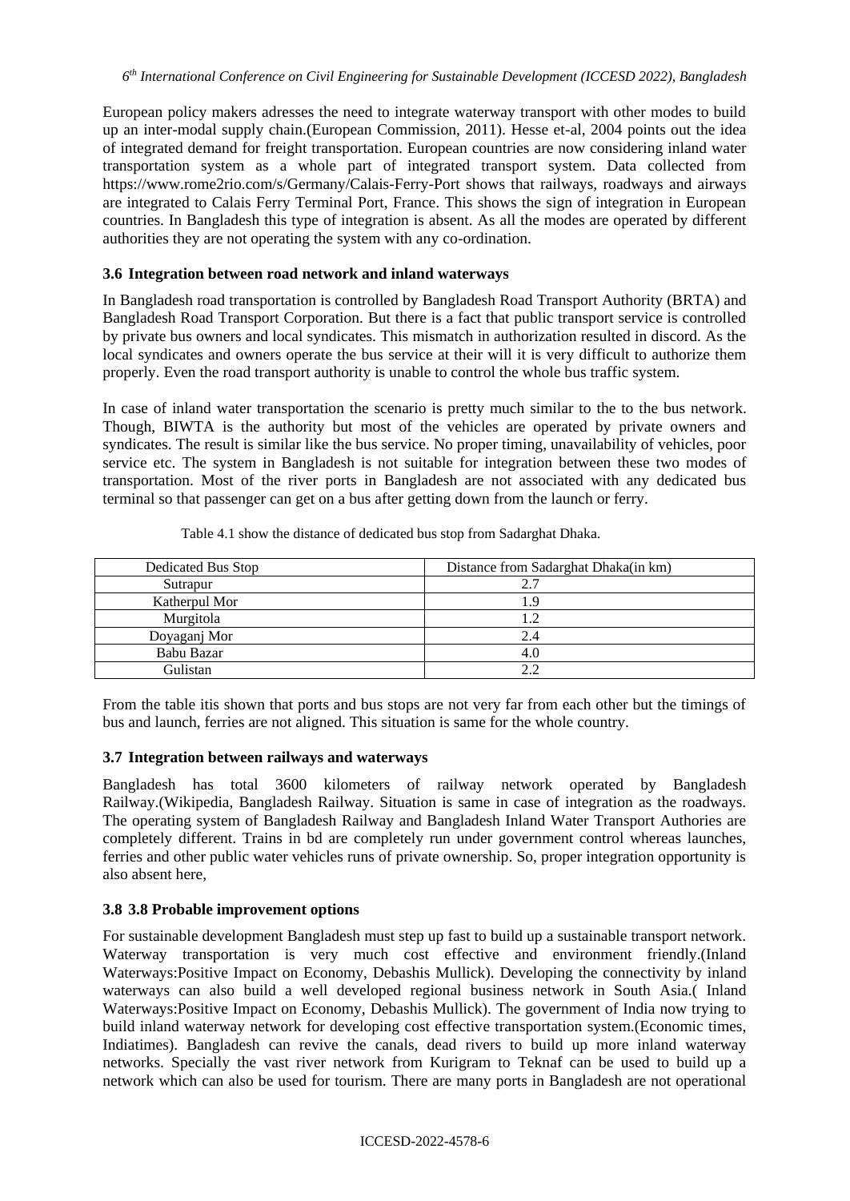European policy makers adresses the need to integrate waterway transport with other modes to build up an inter-modal supply chain.(European Commission, 2011). Hesse et-al, 2004 points out the idea of integrated demand for freight transportation. European countries are now considering inland water transportation system as a whole part of integrated transport system. Data collected from https://www.rome2rio.com/s/Germany/Calais-Ferry-Port shows that railways, roadways and airways are integrated to Calais Ferry Terminal Port, France. This shows the sign of integration in European countries. In Bangladesh this type of integration is absent. As all the modes are operated by different authorities they are not operating the system with any co-ordination.

### 3.6 Integration between road network and inland waterways

In Bangladesh road transportation is controlled by Bangladesh Road Transport Authority (BRTA) and Bangladesh Road Transport Corporation. But there is a fact that public transport service is controlled by private bus owners and local syndicates. This mismatch in authorization resulted in discord. As the local syndicates and owners operate the bus service at their will it is very difficult to authorize them properly. Even the road transport authority is unable to control the whole bus traffic system.

In case of inland water transportation the scenario is pretty much similar to the to the bus network. Though, BIWTA is the authority but most of the vehicles are operated by private owners and syndicates. The result is similar like the bus service. No proper timing, unavailability of vehicles, poor service etc. The system in Bangladesh is not suitable for integration between these two modes of transportation. Most of the river ports in Bangladesh are not associated with any dedicated bus terminal so that passenger can get on a bus after getting down from the launch or ferry.

Table 4.1 show the distance of dedicated bus stop from Sadarghat Dhaka.

| Dedicated Bus Stop | Distance from Sadarghat Dhaka(in km) |
| --- | --- |
| Sutrapur | 2.7 |
| Katherpul Mor | 1.9 |
| Murgitola | 1.2 |
| Doyaganj Mor | 2.4 |
| Babu Bazar | 4.0 |
| Gulistan | 2.2 |

From the table itis shown that ports and bus stops are not very far from each other but the timings of bus and launch, ferries are not aligned. This situation is same for the whole country.

### 3.7 Integration between railways and waterways

Bangladesh has total 3600 kilometers of railway network operated by Bangladesh Railway.(Wikipedia, Bangladesh Railway. Situation is same in case of integration as the roadways. The operating system of Bangladesh Railway and Bangladesh Inland Water Transport Authories are completely different. Trains in bd are completely run under government control whereas launches, ferries and other public water vehicles runs of private ownership. So, proper integration opportunity is also absent here,

### 3.8 3.8 Probable improvement options

For sustainable development Bangladesh must step up fast to build up a sustainable transport network. Waterway transportation is very much cost effective and environment friendly.(Inland Waterways:Positive Impact on Economy, Debashis Mullick). Developing the connectivity by inland waterways can also build a well developed regional business network in South Asia.( Inland Waterways:Positive Impact on Economy, Debashis Mullick). The government of India now trying to build inland waterway network for developing cost effective transportation system.(Economic times, Indiatimes). Bangladesh can revive the canals, dead rivers to build up more inland waterway networks. Specially the vast river network from Kurigram to Teknaf can be used to build up a network which can also be used for tourism. There are many ports in Bangladesh are not operational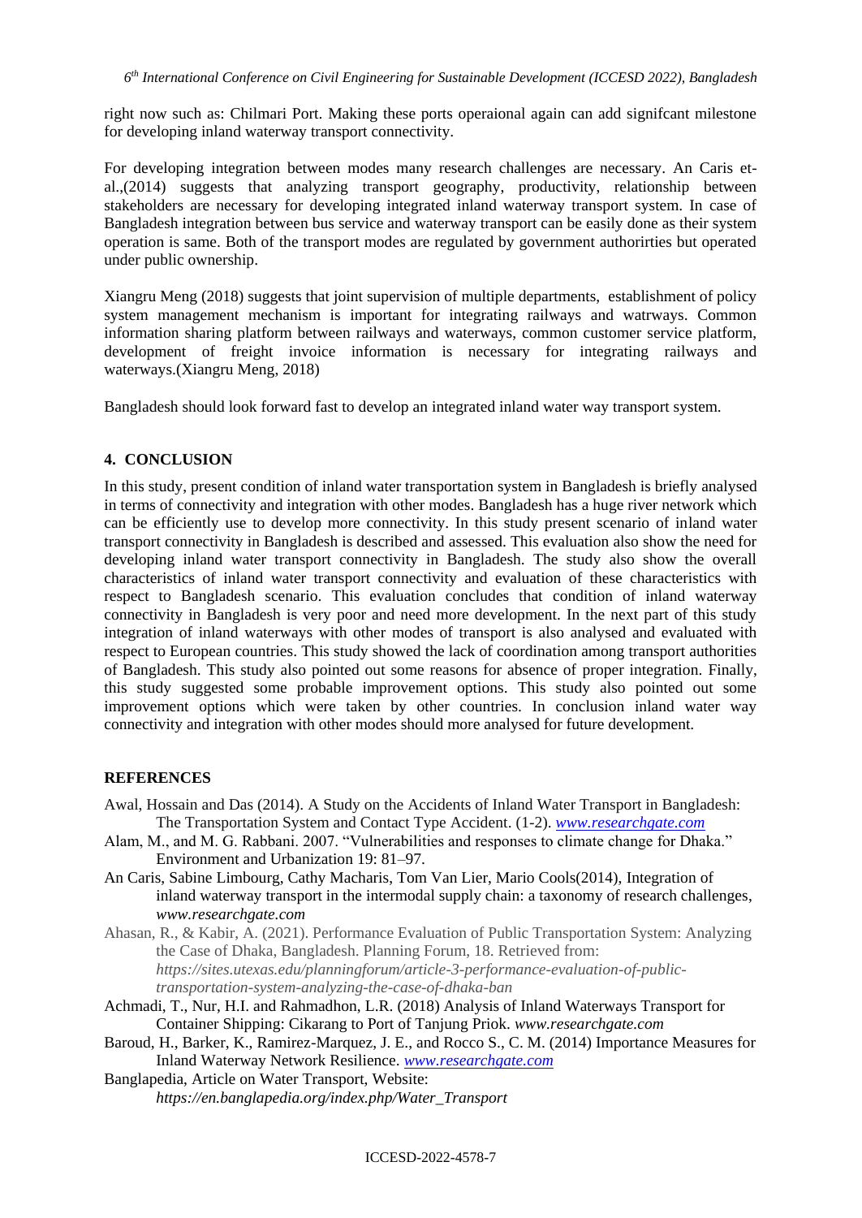right now such as: Chilmari Port. Making these ports operaional again can add signifcant milestone for developing inland waterway transport connectivity.

For developing integration between modes many research challenges are necessary. An Caris et-al.,(2014) suggests that analyzing transport geography, productivity, relationship between stakeholders are necessary for developing integrated inland waterway transport system. In case of Bangladesh integration between bus service and waterway transport can be easily done as their system operation is same. Both of the transport modes are regulated by government authorirties but operated under public ownership.

Xiangru Meng (2018) suggests that joint supervision of multiple departments, establishment of policy system management mechanism is important for integrating railways and watrways. Common information sharing platform between railways and waterways, common customer service platform, development of freight invoice information is necessary for integrating railways and waterways.(Xiangru Meng, 2018)

Bangladesh should look forward fast to develop an integrated inland water way transport system.

## 4. CONCLUSION

In this study, present condition of inland water transportation system in Bangladesh is briefly analysed in terms of connectivity and integration with other modes. Bangladesh has a huge river network which can be efficiently use to develop more connectivity. In this study present scenario of inland water transport connectivity in Bangladesh is described and assessed. This evaluation also show the need for developing inland water transport connectivity in Bangladesh. The study also show the overall characteristics of inland water transport connectivity and evaluation of these characteristics with respect to Bangladesh scenario. This evaluation concludes that condition of inland waterway connectivity in Bangladesh is very poor and need more development. In the next part of this study integration of inland waterways with other modes of transport is also analysed and evaluated with respect to European countries. This study showed the lack of coordination among transport authorities of Bangladesh. This study also pointed out some reasons for absence of proper integration. Finally, this study suggested some probable improvement options. This study also pointed out some improvement options which were taken by other countries. In conclusion inland water way connectivity and integration with other modes should more analysed for future development.

## REFERENCES

Awal, Hossain and Das (2014). A Study on the Accidents of Inland Water Transport in Bangladesh: The Transportation System and Contact Type Accident. (1-2). *www.researchgate.com*

Alam, M., and M. G. Rabbani. 2007. "Vulnerabilities and responses to climate change for Dhaka." Environment and Urbanization 19: 81–97.

An Caris, Sabine Limbourg, Cathy Macharis, Tom Van Lier, Mario Cools(2014), Integration of inland waterway transport in the intermodal supply chain: a taxonomy of research challenges, *www.researchgate.com*

Ahasan, R., & Kabir, A. (2021). Performance Evaluation of Public Transportation System: Analyzing the Case of Dhaka, Bangladesh. Planning Forum, 18. Retrieved from: *https://sites.utexas.edu/planningforum/article-3-performance-evaluation-of-public-transportation-system-analyzing-the-case-of-dhaka-ban*

Achmadi, T., Nur, H.I. and Rahmadhon, L.R. (2018) Analysis of Inland Waterways Transport for Container Shipping: Cikarang to Port of Tanjung Priok. *www.researchgate.com*

Baroud, H., Barker, K., Ramirez-Marquez, J. E., and Rocco S., C. M. (2014) Importance Measures for Inland Waterway Network Resilience. *www.researchgate.com*

Banglapedia, Article on Water Transport, Website: *https://en.banglapedia.org/index.php/Water_Transport*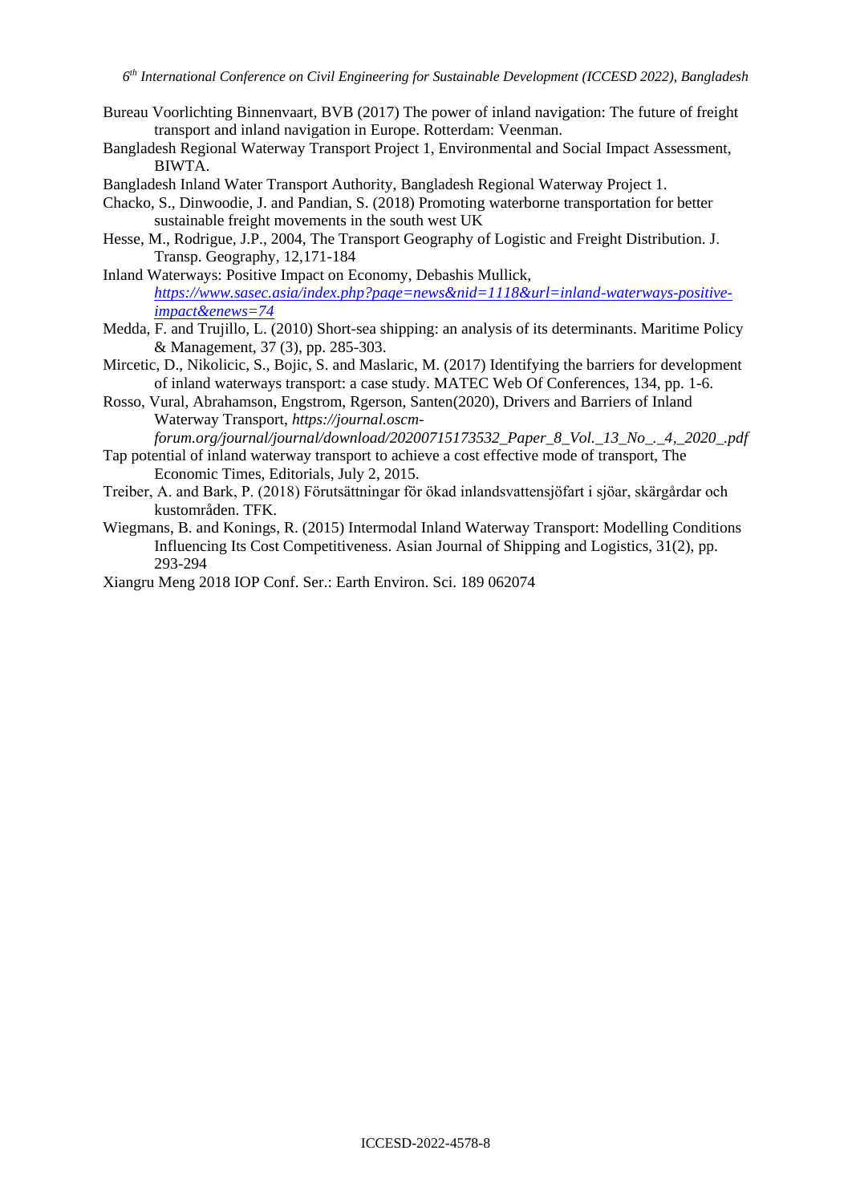Bureau Voorlichting Binnenvaart, BVB (2017) The power of inland navigation: The future of freight transport and inland navigation in Europe. Rotterdam: Veenman.

Bangladesh Regional Waterway Transport Project 1, Environmental and Social Impact Assessment, BIWTA.

Bangladesh Inland Water Transport Authority, Bangladesh Regional Waterway Project 1.

Chacko, S., Dinwoodie, J. and Pandian, S. (2018) Promoting waterborne transportation for better sustainable freight movements in the south west UK

Hesse, M., Rodrigue, J.P., 2004, The Transport Geography of Logistic and Freight Distribution. J. Transp. Geography, 12,171-184

Inland Waterways: Positive Impact on Economy, Debashis Mullick, *https://www.sasec.asia/index.php?page=news&nid=1118&url=inland-waterways-positive-impact&enews=74*

Medda, F. and Trujillo, L. (2010) Short-sea shipping: an analysis of its determinants. Maritime Policy & Management, 37 (3), pp. 285-303.

Mircetic, D., Nikolicic, S., Bojic, S. and Maslaric, M. (2017) Identifying the barriers for development of inland waterways transport: a case study. MATEC Web Of Conferences, 134, pp. 1-6.

Rosso, Vural, Abrahamson, Engstrom, Rgerson, Santen(2020), Drivers and Barriers of Inland Waterway Transport, *https://journal.oscm-forum.org/journal/journal/download/20200715173532_Paper_8_Vol._13_No_._4,_2020_.pdf*

Tap potential of inland waterway transport to achieve a cost effective mode of transport, The Economic Times, Editorials, July 2, 2015.

Treiber, A. and Bark, P. (2018) Förutsättningar för ökad inlandsvattensjöfart i sjöar, skärgårdar och kustområden. TFK.

Wiegmans, B. and Konings, R. (2015) Intermodal Inland Waterway Transport: Modelling Conditions Influencing Its Cost Competitiveness. Asian Journal of Shipping and Logistics, 31(2), pp. 293-294

Xiangru Meng 2018 IOP Conf. Ser.: Earth Environ. Sci. 189 062074